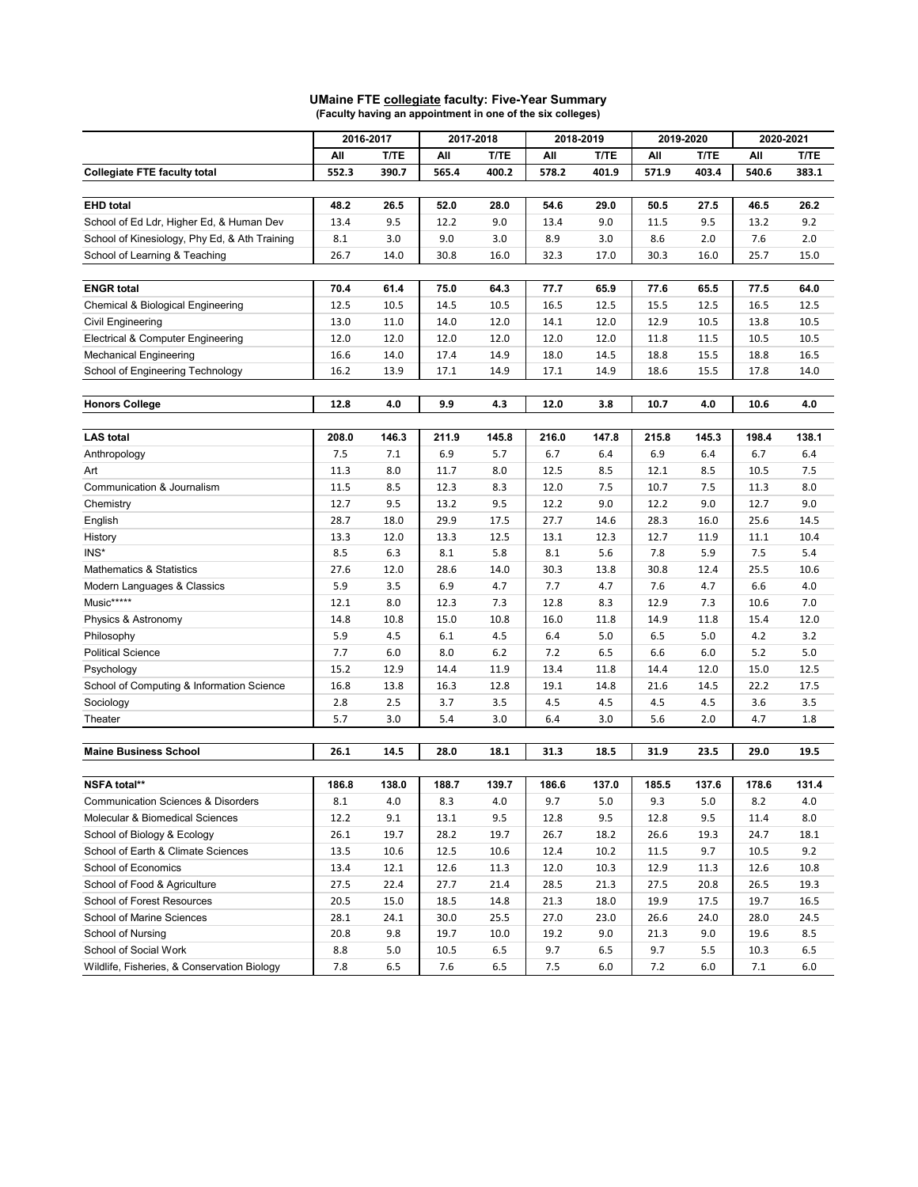**UMaine FTE collegiate faculty: Five-Year Summary**
**(Faculty having an appointment in one of the six colleges)**

| | 2016-2017 | | 2017-2018 | | 2018-2019 | | 2019-2020 | | 2020-2021 | |
|---|---|---|---|---|---|---|---|---|---|---|
| | All | T/TE | All | T/TE | All | T/TE | All | T/TE | All | T/TE |
| **Collegiate FTE faculty total** | **552.3** | **390.7** | **565.4** | **400.2** | **578.2** | **401.9** | **571.9** | **403.4** | **540.6** | **383.1** |
| | | | | | | | | | | |
| **EHD total** | **48.2** | **26.5** | **52.0** | **28.0** | **54.6** | **29.0** | **50.5** | **27.5** | **46.5** | **26.2** |
| School of Ed Ldr, Higher Ed, & Human Dev | 13.4 | 9.5 | 12.2 | 9.0 | 13.4 | 9.0 | 11.5 | 9.5 | 13.2 | 9.2 |
| School of Kinesiology, Phy Ed, & Ath Training | 8.1 | 3.0 | 9.0 | 3.0 | 8.9 | 3.0 | 8.6 | 2.0 | 7.6 | 2.0 |
| School of Learning & Teaching | 26.7 | 14.0 | 30.8 | 16.0 | 32.3 | 17.0 | 30.3 | 16.0 | 25.7 | 15.0 |
| | | | | | | | | | | |
| **ENGR total** | **70.4** | **61.4** | **75.0** | **64.3** | **77.7** | **65.9** | **77.6** | **65.5** | **77.5** | **64.0** |
| Chemical & Biological Engineering | 12.5 | 10.5 | 14.5 | 10.5 | 16.5 | 12.5 | 15.5 | 12.5 | 16.5 | 12.5 |
| Civil Engineering | 13.0 | 11.0 | 14.0 | 12.0 | 14.1 | 12.0 | 12.9 | 10.5 | 13.8 | 10.5 |
| Electrical & Computer Engineering | 12.0 | 12.0 | 12.0 | 12.0 | 12.0 | 12.0 | 11.8 | 11.5 | 10.5 | 10.5 |
| Mechanical Engineering | 16.6 | 14.0 | 17.4 | 14.9 | 18.0 | 14.5 | 18.8 | 15.5 | 18.8 | 16.5 |
| School of Engineering Technology | 16.2 | 13.9 | 17.1 | 14.9 | 17.1 | 14.9 | 18.6 | 15.5 | 17.8 | 14.0 |
| | | | | | | | | | | |
| **Honors College** | **12.8** | **4.0** | **9.9** | **4.3** | **12.0** | **3.8** | **10.7** | **4.0** | **10.6** | **4.0** |
| | | | | | | | | | | |
| **LAS total** | **208.0** | **146.3** | **211.9** | **145.8** | **216.0** | **147.8** | **215.8** | **145.3** | **198.4** | **138.1** |
| Anthropology | 7.5 | 7.1 | 6.9 | 5.7 | 6.7 | 6.4 | 6.9 | 6.4 | 6.7 | 6.4 |
| Art | 11.3 | 8.0 | 11.7 | 8.0 | 12.5 | 8.5 | 12.1 | 8.5 | 10.5 | 7.5 |
| Communication & Journalism | 11.5 | 8.5 | 12.3 | 8.3 | 12.0 | 7.5 | 10.7 | 7.5 | 11.3 | 8.0 |
| Chemistry | 12.7 | 9.5 | 13.2 | 9.5 | 12.2 | 9.0 | 12.2 | 9.0 | 12.7 | 9.0 |
| English | 28.7 | 18.0 | 29.9 | 17.5 | 27.7 | 14.6 | 28.3 | 16.0 | 25.6 | 14.5 |
| History | 13.3 | 12.0 | 13.3 | 12.5 | 13.1 | 12.3 | 12.7 | 11.9 | 11.1 | 10.4 |
| INS* | 8.5 | 6.3 | 8.1 | 5.8 | 8.1 | 5.6 | 7.8 | 5.9 | 7.5 | 5.4 |
| Mathematics & Statistics | 27.6 | 12.0 | 28.6 | 14.0 | 30.3 | 13.8 | 30.8 | 12.4 | 25.5 | 10.6 |
| Modern Languages & Classics | 5.9 | 3.5 | 6.9 | 4.7 | 7.7 | 4.7 | 7.6 | 4.7 | 6.6 | 4.0 |
| Music***** | 12.1 | 8.0 | 12.3 | 7.3 | 12.8 | 8.3 | 12.9 | 7.3 | 10.6 | 7.0 |
| Physics & Astronomy | 14.8 | 10.8 | 15.0 | 10.8 | 16.0 | 11.8 | 14.9 | 11.8 | 15.4 | 12.0 |
| Philosophy | 5.9 | 4.5 | 6.1 | 4.5 | 6.4 | 5.0 | 6.5 | 5.0 | 4.2 | 3.2 |
| Political Science | 7.7 | 6.0 | 8.0 | 6.2 | 7.2 | 6.5 | 6.6 | 6.0 | 5.2 | 5.0 |
| Psychology | 15.2 | 12.9 | 14.4 | 11.9 | 13.4 | 11.8 | 14.4 | 12.0 | 15.0 | 12.5 |
| School of Computing & Information Science | 16.8 | 13.8 | 16.3 | 12.8 | 19.1 | 14.8 | 21.6 | 14.5 | 22.2 | 17.5 |
| Sociology | 2.8 | 2.5 | 3.7 | 3.5 | 4.5 | 4.5 | 4.5 | 4.5 | 3.6 | 3.5 |
| Theater | 5.7 | 3.0 | 5.4 | 3.0 | 6.4 | 3.0 | 5.6 | 2.0 | 4.7 | 1.8 |
| | | | | | | | | | | |
| **Maine Business School** | **26.1** | **14.5** | **28.0** | **18.1** | **31.3** | **18.5** | **31.9** | **23.5** | **29.0** | **19.5** |
| | | | | | | | | | | |
| **NSFA total**** | **186.8** | **138.0** | **188.7** | **139.7** | **186.6** | **137.0** | **185.5** | **137.6** | **178.6** | **131.4** |
| Communication Sciences & Disorders | 8.1 | 4.0 | 8.3 | 4.0 | 9.7 | 5.0 | 9.3 | 5.0 | 8.2 | 4.0 |
| Molecular & Biomedical Sciences | 12.2 | 9.1 | 13.1 | 9.5 | 12.8 | 9.5 | 12.8 | 9.5 | 11.4 | 8.0 |
| School of Biology & Ecology | 26.1 | 19.7 | 28.2 | 19.7 | 26.7 | 18.2 | 26.6 | 19.3 | 24.7 | 18.1 |
| School of Earth & Climate Sciences | 13.5 | 10.6 | 12.5 | 10.6 | 12.4 | 10.2 | 11.5 | 9.7 | 10.5 | 9.2 |
| School of Economics | 13.4 | 12.1 | 12.6 | 11.3 | 12.0 | 10.3 | 12.9 | 11.3 | 12.6 | 10.8 |
| School of Food & Agriculture | 27.5 | 22.4 | 27.7 | 21.4 | 28.5 | 21.3 | 27.5 | 20.8 | 26.5 | 19.3 |
| School of Forest Resources | 20.5 | 15.0 | 18.5 | 14.8 | 21.3 | 18.0 | 19.9 | 17.5 | 19.7 | 16.5 |
| School of Marine Sciences | 28.1 | 24.1 | 30.0 | 25.5 | 27.0 | 23.0 | 26.6 | 24.0 | 28.0 | 24.5 |
| School of Nursing | 20.8 | 9.8 | 19.7 | 10.0 | 19.2 | 9.0 | 21.3 | 9.0 | 19.6 | 8.5 |
| School of Social Work | 8.8 | 5.0 | 10.5 | 6.5 | 9.7 | 6.5 | 9.7 | 5.5 | 10.3 | 6.5 |
| Wildlife, Fisheries, & Conservation Biology | 7.8 | 6.5 | 7.6 | 6.5 | 7.5 | 6.0 | 7.2 | 6.0 | 7.1 | 6.0 |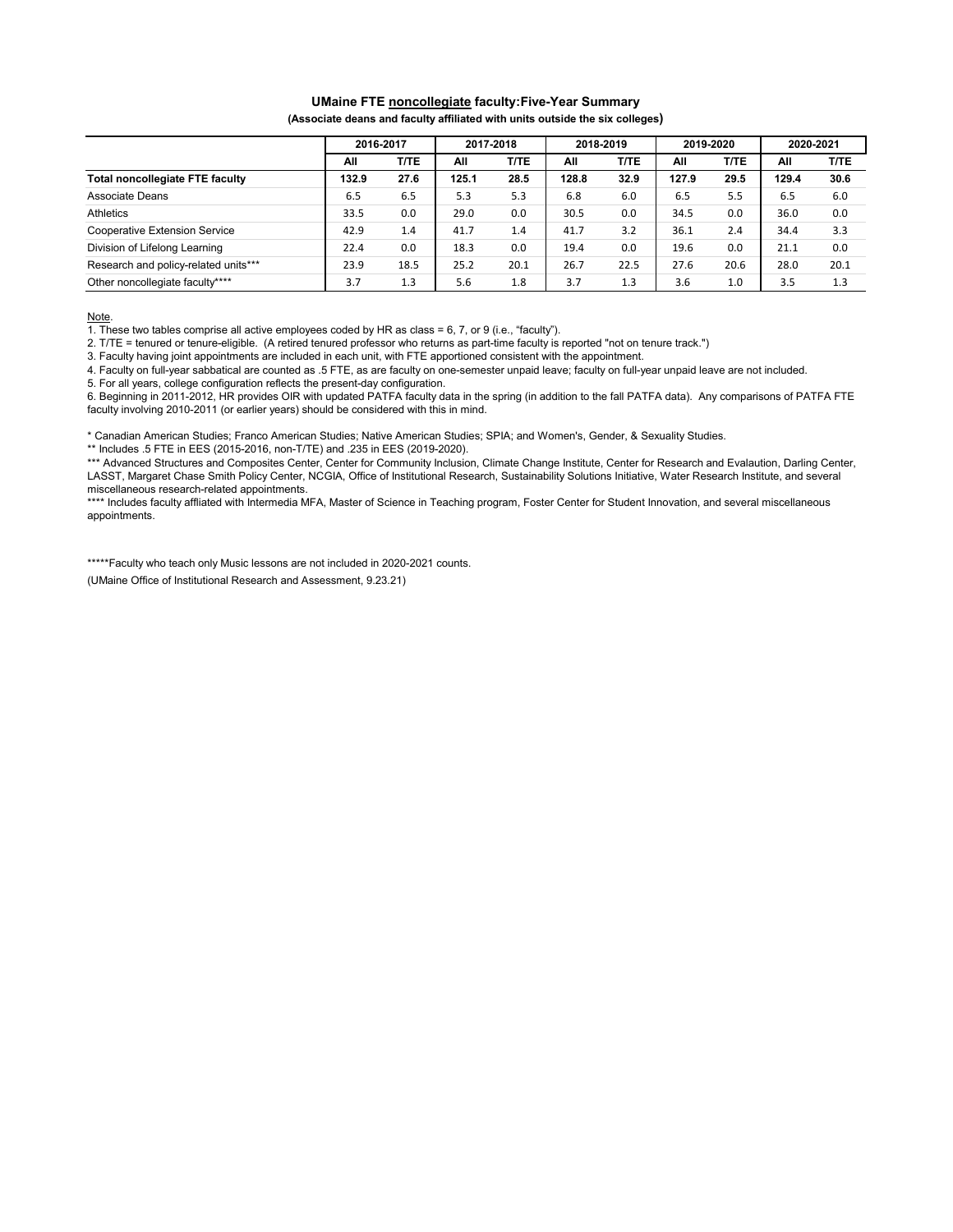**UMaine FTE noncollegiate faculty:Five-Year Summary**

**(Associate deans and faculty affiliated with units outside the six colleges)**

| | 2016-2017 | | 2017-2018 | | 2018-2019 | | 2019-2020 | | 2020-2021 | |
|---|---|---|---|---|---|---|---|---|---|---|
| | All | T/TE | All | T/TE | All | T/TE | All | T/TE | All | T/TE |
| **Total noncollegiate FTE faculty** | **132.9** | **27.6** | **125.1** | **28.5** | **128.8** | **32.9** | **127.9** | **29.5** | **129.4** | **30.6** |
| Associate Deans | 6.5 | 6.5 | 5.3 | 5.3 | 6.8 | 6.0 | 6.5 | 5.5 | 6.5 | 6.0 |
| Athletics | 33.5 | 0.0 | 29.0 | 0.0 | 30.5 | 0.0 | 34.5 | 0.0 | 36.0 | 0.0 |
| Cooperative Extension Service | 42.9 | 1.4 | 41.7 | 1.4 | 41.7 | 3.2 | 36.1 | 2.4 | 34.4 | 3.3 |
| Division of Lifelong Learning | 22.4 | 0.0 | 18.3 | 0.0 | 19.4 | 0.0 | 19.6 | 0.0 | 21.1 | 0.0 |
| Research and policy-related units*** | 23.9 | 18.5 | 25.2 | 20.1 | 26.7 | 22.5 | 27.6 | 20.6 | 28.0 | 20.1 |
| Other noncollegiate faculty**** | 3.7 | 1.3 | 5.6 | 1.8 | 3.7 | 1.3 | 3.6 | 1.0 | 3.5 | 1.3 |

Note.

1. These two tables comprise all active employees coded by HR as class = 6, 7, or 9 (i.e., "faculty").
2. T/TE = tenured or tenure-eligible. (A retired tenured professor who returns as part-time faculty is reported "not on tenure track.")
3. Faculty having joint appointments are included in each unit, with FTE apportioned consistent with the appointment.
4. Faculty on full-year sabbatical are counted as .5 FTE, as are faculty on one-semester unpaid leave; faculty on full-year unpaid leave are not included.
5. For all years, college configuration reflects the present-day configuration.
6. Beginning in 2011-2012, HR provides OIR with updated PATFA faculty data in the spring (in addition to the fall PATFA data). Any comparisons of PATFA FTE faculty involving 2010-2011 (or earlier years) should be considered with this in mind.

* Canadian American Studies; Franco American Studies; Native American Studies; SPIA; and Women's, Gender, & Sexuality Studies.

** Includes .5 FTE in EES (2015-2016, non-T/TE) and .235 in EES (2019-2020).

*** Advanced Structures and Composites Center, Center for Community Inclusion, Climate Change Institute, Center for Research and Evalaution, Darling Center, LASST, Margaret Chase Smith Policy Center, NCGIA, Office of Institutional Research, Sustainability Solutions Initiative, Water Research Institute, and several miscellaneous research-related appointments.

**** Includes faculty affliated with Intermedia MFA, Master of Science in Teaching program, Foster Center for Student Innovation, and several miscellaneous appointments.

*****Faculty who teach only Music lessons are not included in 2020-2021 counts.

(UMaine Office of Institutional Research and Assessment, 9.23.21)